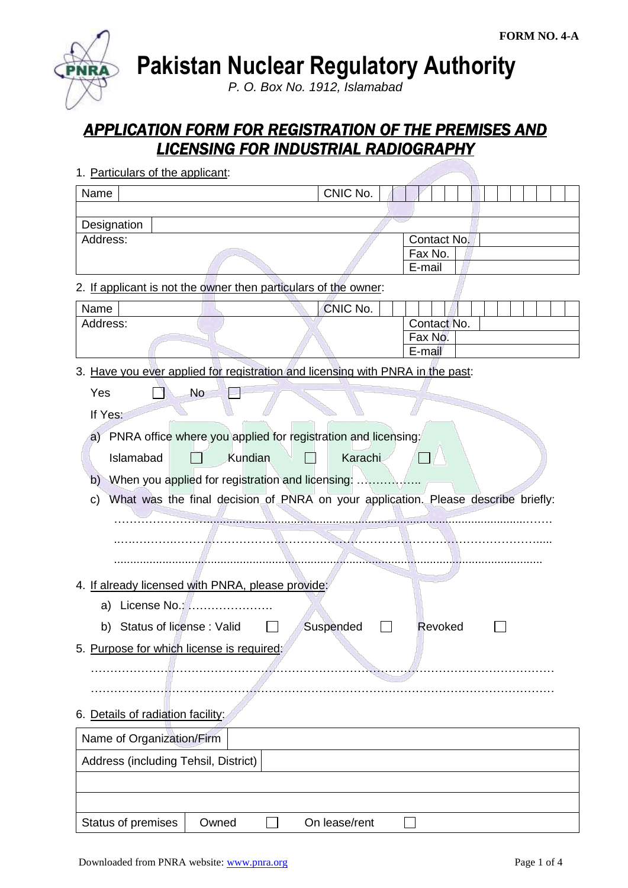FORM NO. 4-A

# Pakistan Nuclear Regulatory Authority

*P. O. Box No. 1912, Islamabad*

## *APPLICATION FORM FOR REGISTRATION OF THE PREMISES AND LICENSING FOR INDUSTRIAL RADIOGRAPHY*

1. Particulars of the applicant:

| | | | |
|---|---|---|---|
| Name | | CNIC No. | |
| | | | |
| Designation | | | |
| Address: | | Contact No. | |
| | | Fax No. | |
| | | E-mail | |

2. If applicant is not the owner then particulars of the owner:

| | | | |
|---|---|---|---|
| Name | | CNIC No. | |
| Address: | | Contact No. | |
| | | Fax No. | |
| | | E-mail | |

3. Have you ever applied for registration and licensing with PNRA in the past:

   Yes ☐ No ☐

   If Yes:

   a) PNRA office where you applied for registration and licensing:

      Islamabad ☐ Kundian ☐ Karachi ☐

   b) When you applied for registration and licensing: ……………..

   c) What was the final decision of PNRA on your application. Please describe briefly:

      ……………………………………………………………………………………………

      ……………………………………………………………………………………………

      ……………………………………………………………………………………………

4. If already licensed with PNRA, please provide:

   a) License No.: ………………….

   b) Status of license : Valid ☐ Suspended ☐ Revoked ☐

5. Purpose for which license is required:

   ……………………………………………………………………………………………

   ……………………………………………………………………………………………

6. Details of radiation facility:

| | | | |
|---|---|---|---|
| Name of Organization/Firm | | | |
| Address (including Tehsil, District) | | | |
| | | | |
| | | | |
| Status of premises | Owned ☐ | On lease/rent ☐ | |

Downloaded from PNRA website: www.pnra.org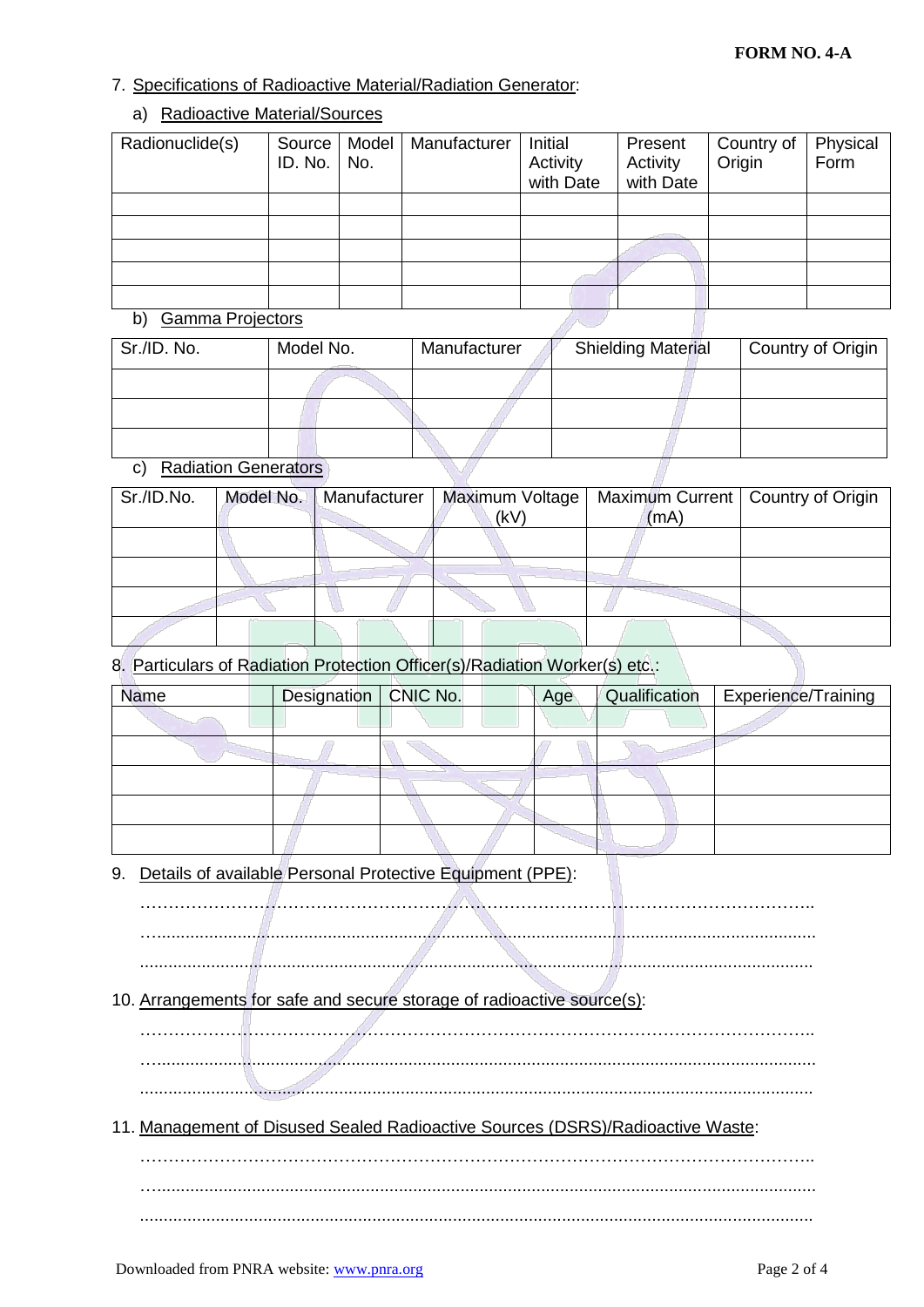**FORM NO. 4-A**

7. Specifications of Radioactive Material/Radiation Generator:

   a) Radioactive Material/Sources

| Radionuclide(s) | Source ID. No. | Model No. | Manufacturer | Initial Activity with Date | Present Activity with Date | Country of Origin | Physical Form |
|---|---|---|---|---|---|---|---|
| | | | | | | | |
| | | | | | | | |
| | | | | | | | |
| | | | | | | | |
| | | | | | | | |

   b) Gamma Projectors

| Sr./ID. No. | Model No. | Manufacturer | Shielding Material | Country of Origin |
|---|---|---|---|---|
| | | | | |
| | | | | |
| | | | | |

   c) Radiation Generators

| Sr./ID.No. | Model No. | Manufacturer | Maximum Voltage (kV) | Maximum Current (mA) | Country of Origin |
|---|---|---|---|---|---|
| | | | | | |
| | | | | | |
| | | | | | |
| | | | | | |

8. Particulars of Radiation Protection Officer(s)/Radiation Worker(s) etc.:

| Name | Designation | CNIC No. | Age | Qualification | Experience/Training |
|---|---|---|---|---|---|
| | | | | | |
| | | | | | |
| | | | | | |
| | | | | | |
| | | | | | |

9. Details of available Personal Protective Equipment (PPE):

   ………………………………………………………………………………………………..
   …..........................................................................................................................
   ..............................................................................................................................

10. Arrangements for safe and secure storage of radioactive source(s):

   ………………………………………………………………………………………………..
   …..........................................................................................................................
   ..............................................................................................................................

11. Management of Disused Sealed Radioactive Sources (DSRS)/Radioactive Waste:

   ………………………………………………………………………………………………..
   …..........................................................................................................................
   ..............................................................................................................................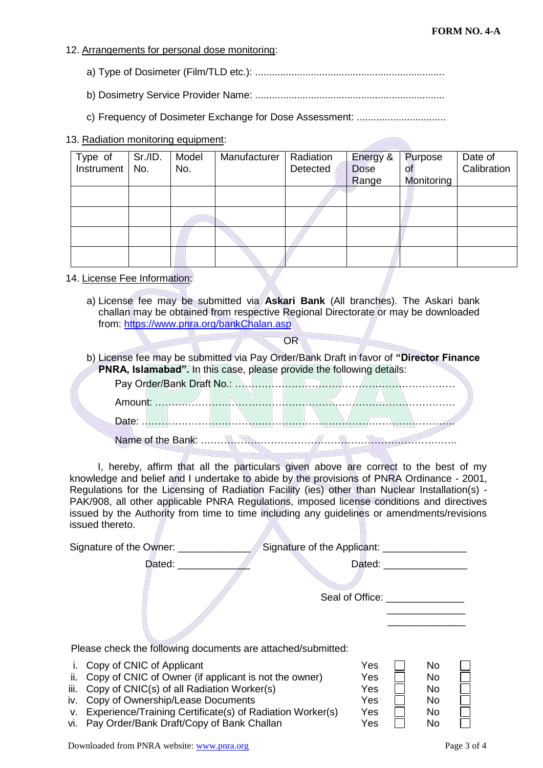FORM NO. 4-A

12. Arrangements for personal dose monitoring:

a) Type of Dosimeter (Film/TLD etc.): ...................................................................

b) Dosimetry Service Provider Name: ...................................................................

c) Frequency of Dosimeter Exchange for Dose Assessment: ................................

13. Radiation monitoring equipment:

| Type of Instrument | Sr./ID. No. | Model No. | Manufacturer | Radiation Detected | Energy & Dose Range | Purpose of Monitoring | Date of Calibration |
|---|---|---|---|---|---|---|---|
| | | | | | | | |
| | | | | | | | |
| | | | | | | | |
| | | | | | | | |

14. License Fee Information:

a) License fee may be submitted via **Askari Bank** (All branches). The Askari bank challan may be obtained from respective Regional Directorate or may be downloaded from: https://www.pnra.org/bankChalan.asp

OR

b) License fee may be submitted via Pay Order/Bank Draft in favor of **"Director Finance PNRA, Islamabad".** In this case, please provide the following details:

Pay Order/Bank Draft No.: ……………………………………………………………

Amount: ……………………………………………………………………………

Date: ………………………………………………………………………………

Name of the Bank: ………………………………………………………………..

I, hereby, affirm that all the particulars given above are correct to the best of my knowledge and belief and I undertake to abide by the provisions of PNRA Ordinance - 2001, Regulations for the Licensing of Radiation Facility (ies) other than Nuclear Installation(s) - PAK/908, all other applicable PNRA Regulations, imposed license conditions and directives issued by the Authority from time to time including any guidelines or amendments/revisions issued thereto.

Signature of the Owner: ____________ Signature of the Applicant: ______________

Dated: ____________ Dated: ______________

Seal of Office: _____________

_____________

_____________

Please check the following documents are attached/submitted:

| | | | | | |
|---|---|---|---|---|---|
| i. | Copy of CNIC of Applicant | Yes | ☐ | No | ☐ |
| ii. | Copy of CNIC of Owner (if applicant is not the owner) | Yes | ☐ | No | ☐ |
| iii. | Copy of CNIC(s) of all Radiation Worker(s) | Yes | ☐ | No | ☐ |
| iv. | Copy of Ownership/Lease Documents | Yes | ☐ | No | ☐ |
| v. | Experience/Training Certificate(s) of Radiation Worker(s) | Yes | ☐ | No | ☐ |
| vi. | Pay Order/Bank Draft/Copy of Bank Challan | Yes | ☐ | No | ☐ |

Downloaded from PNRA website: www.pnra.org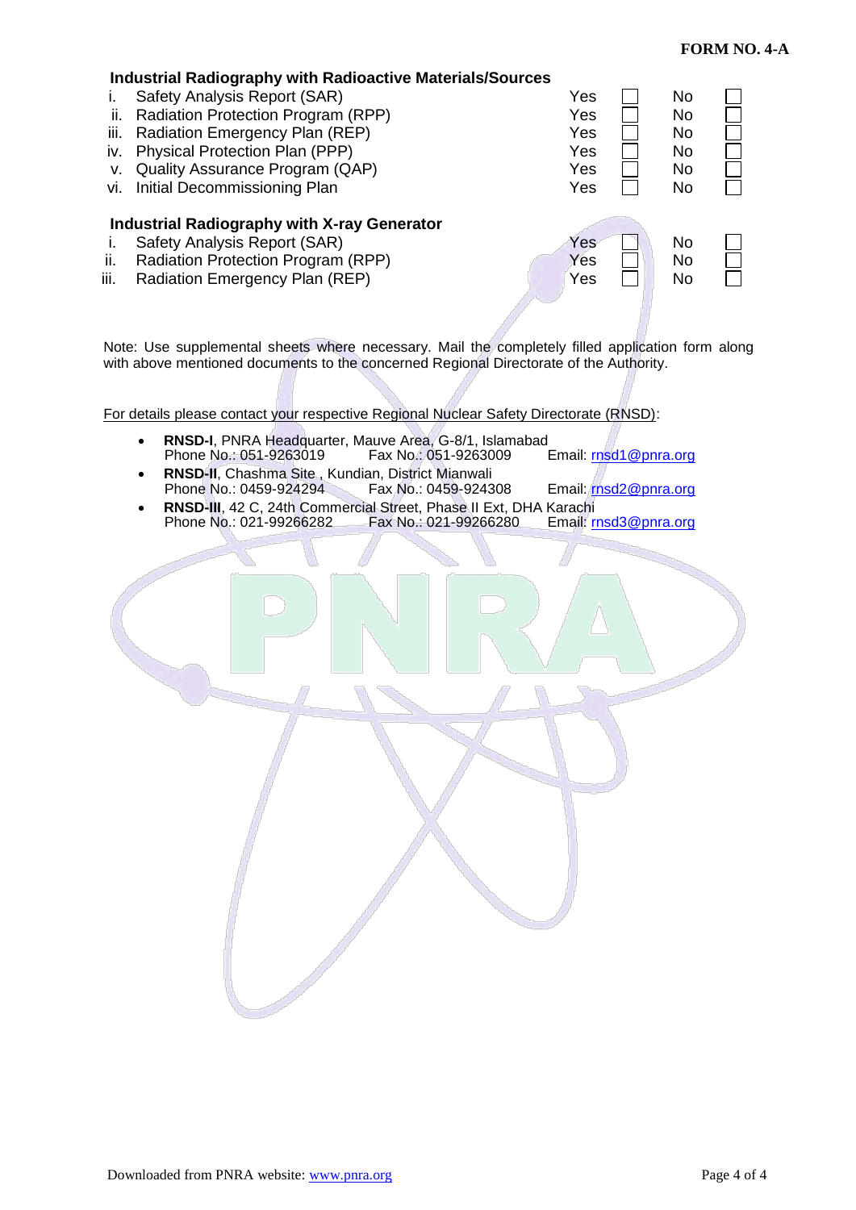**FORM NO. 4-A**

**Industrial Radiography with Radioactive Materials/Sources**

| | | | | | |
|---|---|---|---|---|---|
| i. | Safety Analysis Report (SAR) | Yes | ☐ | No | ☐ |
| ii. | Radiation Protection Program (RPP) | Yes | ☐ | No | ☐ |
| iii. | Radiation Emergency Plan (REP) | Yes | ☐ | No | ☐ |
| iv. | Physical Protection Plan (PPP) | Yes | ☐ | No | ☐ |
| v. | Quality Assurance Program (QAP) | Yes | ☐ | No | ☐ |
| vi. | Initial Decommissioning Plan | Yes | ☐ | No | ☐ |

**Industrial Radiography with X-ray Generator**

| | | | | | |
|---|---|---|---|---|---|
| i. | Safety Analysis Report (SAR) | Yes | ☐ | No | ☐ |
| ii. | Radiation Protection Program (RPP) | Yes | ☐ | No | ☐ |
| iii. | Radiation Emergency Plan (REP) | Yes | ☐ | No | ☐ |

Note: Use supplemental sheets where necessary. Mail the completely filled application form along with above mentioned documents to the concerned Regional Directorate of the Authority.

For details please contact your respective Regional Nuclear Safety Directorate (RNSD):

- **RNSD-I**, PNRA Headquarter, Mauve Area, G-8/1, Islamabad
  Phone No.: 051-9263019 Fax No.: 051-9263009 Email: rnsd1@pnra.org
- **RNSD-II**, Chashma Site , Kundian, District Mianwali
  Phone No.: 0459-924294 Fax No.: 0459-924308 Email: rnsd2@pnra.org
- **RNSD-III**, 42 C, 24th Commercial Street, Phase II Ext, DHA Karachi
  Phone No.: 021-99266282 Fax No.: 021-99266280 Email: rnsd3@pnra.org